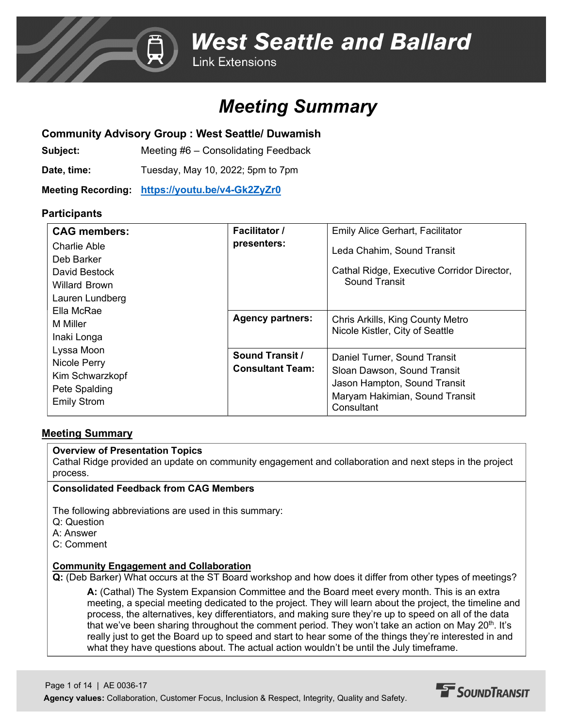# West Seattle and Ballard

Link Extensions

# Meeting Summary

### Community Advisory Group : West Seattle/ Duwamish

**Subject:** Meeting #6 – Consolidating Feedback

**Date, time:** Tuesday, May 10, 2022; 5pm to 7pm

**Meeting Recording:** https://youtu.be/v4-Gk2ZyZr0

### Participants

| CAG members: | Facilitator / presenters: | Emily Alice Gerhart, Facilitator<br>Leda Chahim, Sound Transit<br>Cathal Ridge, Executive Corridor Director, Sound Transit |
|---|---|---|
| Charlie Able<br>Deb Barker<br>David Bestock<br>Willard Brown<br>Lauren Lundberg<br>Ella McRae<br>M Miller<br>Inaki Longa<br>Lyssa Moon<br>Nicole Perry<br>Kim Schwarzkopf<br>Pete Spalding<br>Emily Strom | Agency partners: | Chris Arkills, King County Metro<br>Nicole Kistler, City of Seattle |
| | Sound Transit / Consultant Team: | Daniel Turner, Sound Transit<br>Sloan Dawson, Sound Transit<br>Jason Hampton, Sound Transit<br>Maryam Hakimian, Sound Transit Consultant |

## Meeting Summary

**Overview of Presentation Topics**

Cathal Ridge provided an update on community engagement and collaboration and next steps in the project process.

**Consolidated Feedback from CAG Members**

The following abbreviations are used in this summary:

Q: Question
A: Answer
C: Comment

**Community Engagement and Collaboration**

**Q:** (Deb Barker) What occurs at the ST Board workshop and how does it differ from other types of meetings?

> **A:** (Cathal) The System Expansion Committee and the Board meet every month. This is an extra meeting, a special meeting dedicated to the project. They will learn about the project, the timeline and process, the alternatives, key differentiators, and making sure they're up to speed on all of the data that we've been sharing throughout the comment period. They won't take an action on May 20th. It's really just to get the Board up to speed and start to hear some of the things they're interested in and what they have questions about. The actual action wouldn't be until the July timeframe.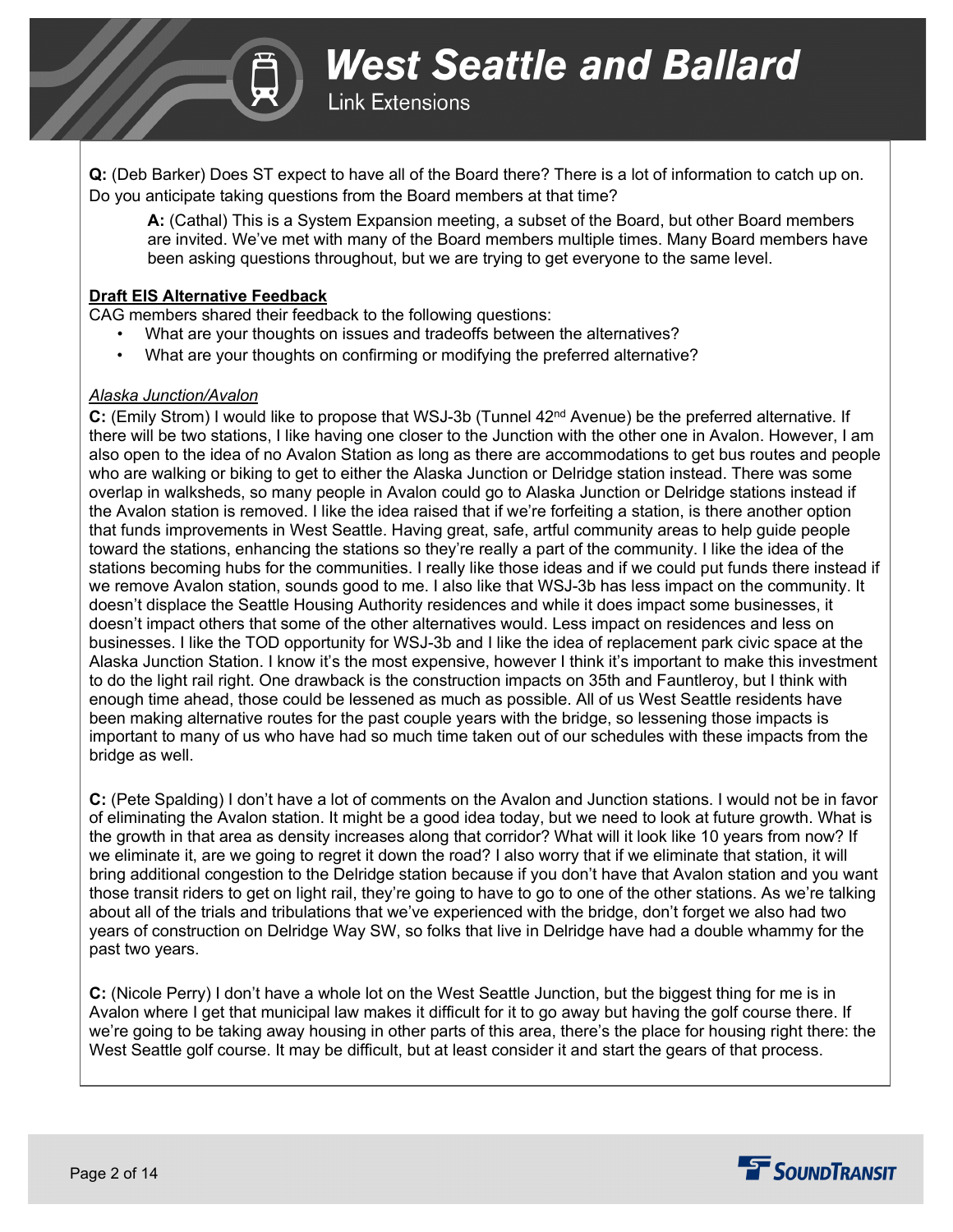**Q:** (Deb Barker) Does ST expect to have all of the Board there? There is a lot of information to catch up on. Do you anticipate taking questions from the Board members at that time?

> **A:** (Cathal) This is a System Expansion meeting, a subset of the Board, but other Board members are invited. We've met with many of the Board members multiple times. Many Board members have been asking questions throughout, but we are trying to get everyone to the same level.

**Draft EIS Alternative Feedback**

CAG members shared their feedback to the following questions:

- What are your thoughts on issues and tradeoffs between the alternatives?
- What are your thoughts on confirming or modifying the preferred alternative?

*Alaska Junction/Avalon*

**C:** (Emily Strom) I would like to propose that WSJ-3b (Tunnel 42nd Avenue) be the preferred alternative. If there will be two stations, I like having one closer to the Junction with the other one in Avalon. However, I am also open to the idea of no Avalon Station as long as there are accommodations to get bus routes and people who are walking or biking to get to either the Alaska Junction or Delridge station instead. There was some overlap in walksheds, so many people in Avalon could go to Alaska Junction or Delridge stations instead if the Avalon station is removed. I like the idea raised that if we're forfeiting a station, is there another option that funds improvements in West Seattle. Having great, safe, artful community areas to help guide people toward the stations, enhancing the stations so they're really a part of the community. I like the idea of the stations becoming hubs for the communities. I really like those ideas and if we could put funds there instead if we remove Avalon station, sounds good to me. I also like that WSJ-3b has less impact on the community. It doesn't displace the Seattle Housing Authority residences and while it does impact some businesses, it doesn't impact others that some of the other alternatives would. Less impact on residences and less on businesses. I like the TOD opportunity for WSJ-3b and I like the idea of replacement park civic space at the Alaska Junction Station. I know it's the most expensive, however I think it's important to make this investment to do the light rail right. One drawback is the construction impacts on 35th and Fauntleroy, but I think with enough time ahead, those could be lessened as much as possible. All of us West Seattle residents have been making alternative routes for the past couple years with the bridge, so lessening those impacts is important to many of us who have had so much time taken out of our schedules with these impacts from the bridge as well.

**C:** (Pete Spalding) I don't have a lot of comments on the Avalon and Junction stations. I would not be in favor of eliminating the Avalon station. It might be a good idea today, but we need to look at future growth. What is the growth in that area as density increases along that corridor? What will it look like 10 years from now? If we eliminate it, are we going to regret it down the road? I also worry that if we eliminate that station, it will bring additional congestion to the Delridge station because if you don't have that Avalon station and you want those transit riders to get on light rail, they're going to have to go to one of the other stations. As we're talking about all of the trials and tribulations that we've experienced with the bridge, don't forget we also had two years of construction on Delridge Way SW, so folks that live in Delridge have had a double whammy for the past two years.

**C:** (Nicole Perry) I don't have a whole lot on the West Seattle Junction, but the biggest thing for me is in Avalon where I get that municipal law makes it difficult for it to go away but having the golf course there. If we're going to be taking away housing in other parts of this area, there's the place for housing right there: the West Seattle golf course. It may be difficult, but at least consider it and start the gears of that process.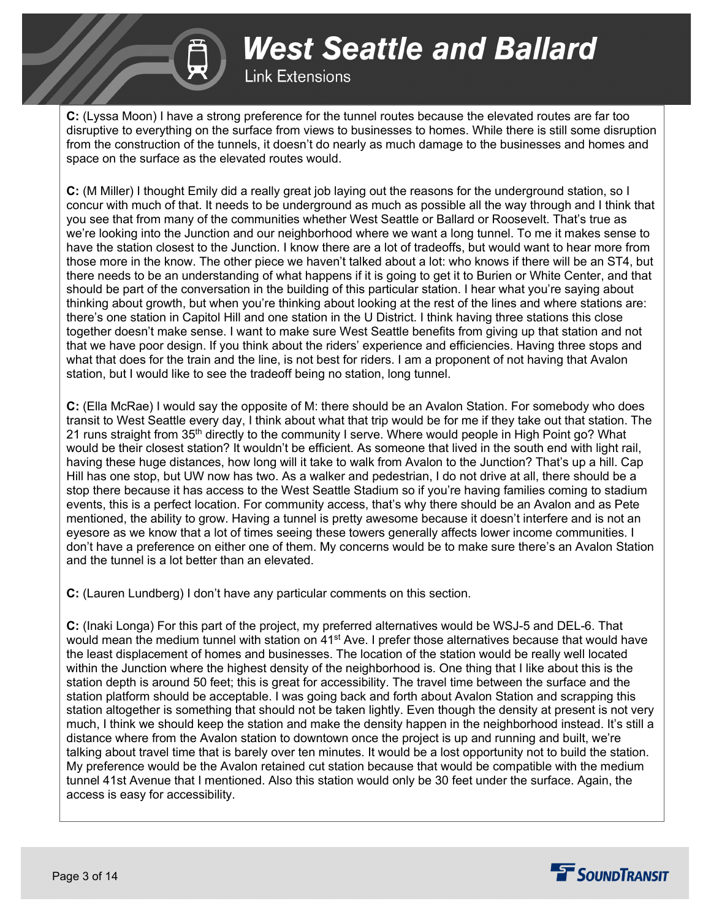**C:** (Lyssa Moon) I have a strong preference for the tunnel routes because the elevated routes are far too disruptive to everything on the surface from views to businesses to homes. While there is still some disruption from the construction of the tunnels, it doesn't do nearly as much damage to the businesses and homes and space on the surface as the elevated routes would.

**C:** (M Miller) I thought Emily did a really great job laying out the reasons for the underground station, so I concur with much of that. It needs to be underground as much as possible all the way through and I think that you see that from many of the communities whether West Seattle or Ballard or Roosevelt. That's true as we're looking into the Junction and our neighborhood where we want a long tunnel. To me it makes sense to have the station closest to the Junction. I know there are a lot of tradeoffs, but would want to hear more from those more in the know. The other piece we haven't talked about a lot: who knows if there will be an ST4, but there needs to be an understanding of what happens if it is going to get it to Burien or White Center, and that should be part of the conversation in the building of this particular station. I hear what you're saying about thinking about growth, but when you're thinking about looking at the rest of the lines and where stations are: there's one station in Capitol Hill and one station in the U District. I think having three stations this close together doesn't make sense. I want to make sure West Seattle benefits from giving up that station and not that we have poor design. If you think about the riders' experience and efficiencies. Having three stops and what that does for the train and the line, is not best for riders. I am a proponent of not having that Avalon station, but I would like to see the tradeoff being no station, long tunnel.

**C:** (Ella McRae) I would say the opposite of M: there should be an Avalon Station. For somebody who does transit to West Seattle every day, I think about what that trip would be for me if they take out that station. The 21 runs straight from 35th directly to the community I serve. Where would people in High Point go? What would be their closest station? It wouldn't be efficient. As someone that lived in the south end with light rail, having these huge distances, how long will it take to walk from Avalon to the Junction? That's up a hill. Cap Hill has one stop, but UW now has two. As a walker and pedestrian, I do not drive at all, there should be a stop there because it has access to the West Seattle Stadium so if you're having families coming to stadium events, this is a perfect location. For community access, that's why there should be an Avalon and as Pete mentioned, the ability to grow. Having a tunnel is pretty awesome because it doesn't interfere and is not an eyesore as we know that a lot of times seeing these towers generally affects lower income communities. I don't have a preference on either one of them. My concerns would be to make sure there's an Avalon Station and the tunnel is a lot better than an elevated.

**C:** (Lauren Lundberg) I don't have any particular comments on this section.

**C:** (Inaki Longa) For this part of the project, my preferred alternatives would be WSJ-5 and DEL-6. That would mean the medium tunnel with station on 41st Ave. I prefer those alternatives because that would have the least displacement of homes and businesses. The location of the station would be really well located within the Junction where the highest density of the neighborhood is. One thing that I like about this is the station depth is around 50 feet; this is great for accessibility. The travel time between the surface and the station platform should be acceptable. I was going back and forth about Avalon Station and scrapping this station altogether is something that should not be taken lightly. Even though the density at present is not very much, I think we should keep the station and make the density happen in the neighborhood instead. It's still a distance where from the Avalon station to downtown once the project is up and running and built, we're talking about travel time that is barely over ten minutes. It would be a lost opportunity not to build the station. My preference would be the Avalon retained cut station because that would be compatible with the medium tunnel 41st Avenue that I mentioned. Also this station would only be 30 feet under the surface. Again, the access is easy for accessibility.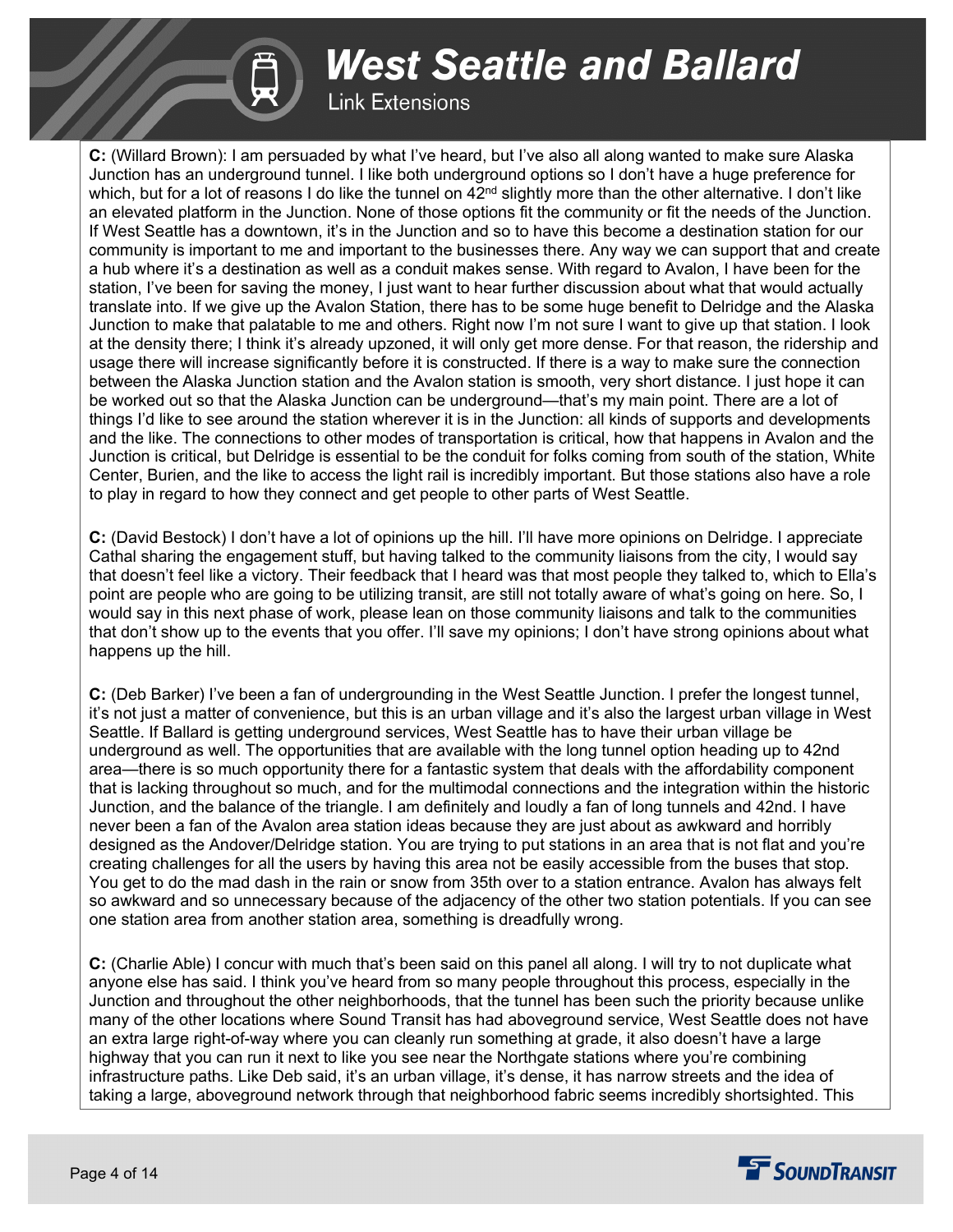**C:** (Willard Brown): I am persuaded by what I've heard, but I've also all along wanted to make sure Alaska Junction has an underground tunnel. I like both underground options so I don't have a huge preference for which, but for a lot of reasons I do like the tunnel on 42nd slightly more than the other alternative. I don't like an elevated platform in the Junction. None of those options fit the community or fit the needs of the Junction. If West Seattle has a downtown, it's in the Junction and so to have this become a destination station for our community is important to me and important to the businesses there. Any way we can support that and create a hub where it's a destination as well as a conduit makes sense. With regard to Avalon, I have been for the station, I've been for saving the money, I just want to hear further discussion about what that would actually translate into. If we give up the Avalon Station, there has to be some huge benefit to Delridge and the Alaska Junction to make that palatable to me and others. Right now I'm not sure I want to give up that station. I look at the density there; I think it's already upzoned, it will only get more dense. For that reason, the ridership and usage there will increase significantly before it is constructed. If there is a way to make sure the connection between the Alaska Junction station and the Avalon station is smooth, very short distance. I just hope it can be worked out so that the Alaska Junction can be underground—that's my main point. There are a lot of things I'd like to see around the station wherever it is in the Junction: all kinds of supports and developments and the like. The connections to other modes of transportation is critical, how that happens in Avalon and the Junction is critical, but Delridge is essential to be the conduit for folks coming from south of the station, White Center, Burien, and the like to access the light rail is incredibly important. But those stations also have a role to play in regard to how they connect and get people to other parts of West Seattle.

**C:** (David Bestock) I don't have a lot of opinions up the hill. I'll have more opinions on Delridge. I appreciate Cathal sharing the engagement stuff, but having talked to the community liaisons from the city, I would say that doesn't feel like a victory. Their feedback that I heard was that most people they talked to, which to Ella's point are people who are going to be utilizing transit, are still not totally aware of what's going on here. So, I would say in this next phase of work, please lean on those community liaisons and talk to the communities that don't show up to the events that you offer. I'll save my opinions; I don't have strong opinions about what happens up the hill.

**C:** (Deb Barker) I've been a fan of undergrounding in the West Seattle Junction. I prefer the longest tunnel, it's not just a matter of convenience, but this is an urban village and it's also the largest urban village in West Seattle. If Ballard is getting underground services, West Seattle has to have their urban village be underground as well. The opportunities that are available with the long tunnel option heading up to 42nd area—there is so much opportunity there for a fantastic system that deals with the affordability component that is lacking throughout so much, and for the multimodal connections and the integration within the historic Junction, and the balance of the triangle. I am definitely and loudly a fan of long tunnels and 42nd. I have never been a fan of the Avalon area station ideas because they are just about as awkward and horribly designed as the Andover/Delridge station. You are trying to put stations in an area that is not flat and you're creating challenges for all the users by having this area not be easily accessible from the buses that stop. You get to do the mad dash in the rain or snow from 35th over to a station entrance. Avalon has always felt so awkward and so unnecessary because of the adjacency of the other two station potentials. If you can see one station area from another station area, something is dreadfully wrong.

**C:** (Charlie Able) I concur with much that's been said on this panel all along. I will try to not duplicate what anyone else has said. I think you've heard from so many people throughout this process, especially in the Junction and throughout the other neighborhoods, that the tunnel has been such the priority because unlike many of the other locations where Sound Transit has had aboveground service, West Seattle does not have an extra large right-of-way where you can cleanly run something at grade, it also doesn't have a large highway that you can run it next to like you see near the Northgate stations where you're combining infrastructure paths. Like Deb said, it's an urban village, it's dense, it has narrow streets and the idea of taking a large, aboveground network through that neighborhood fabric seems incredibly shortsighted. This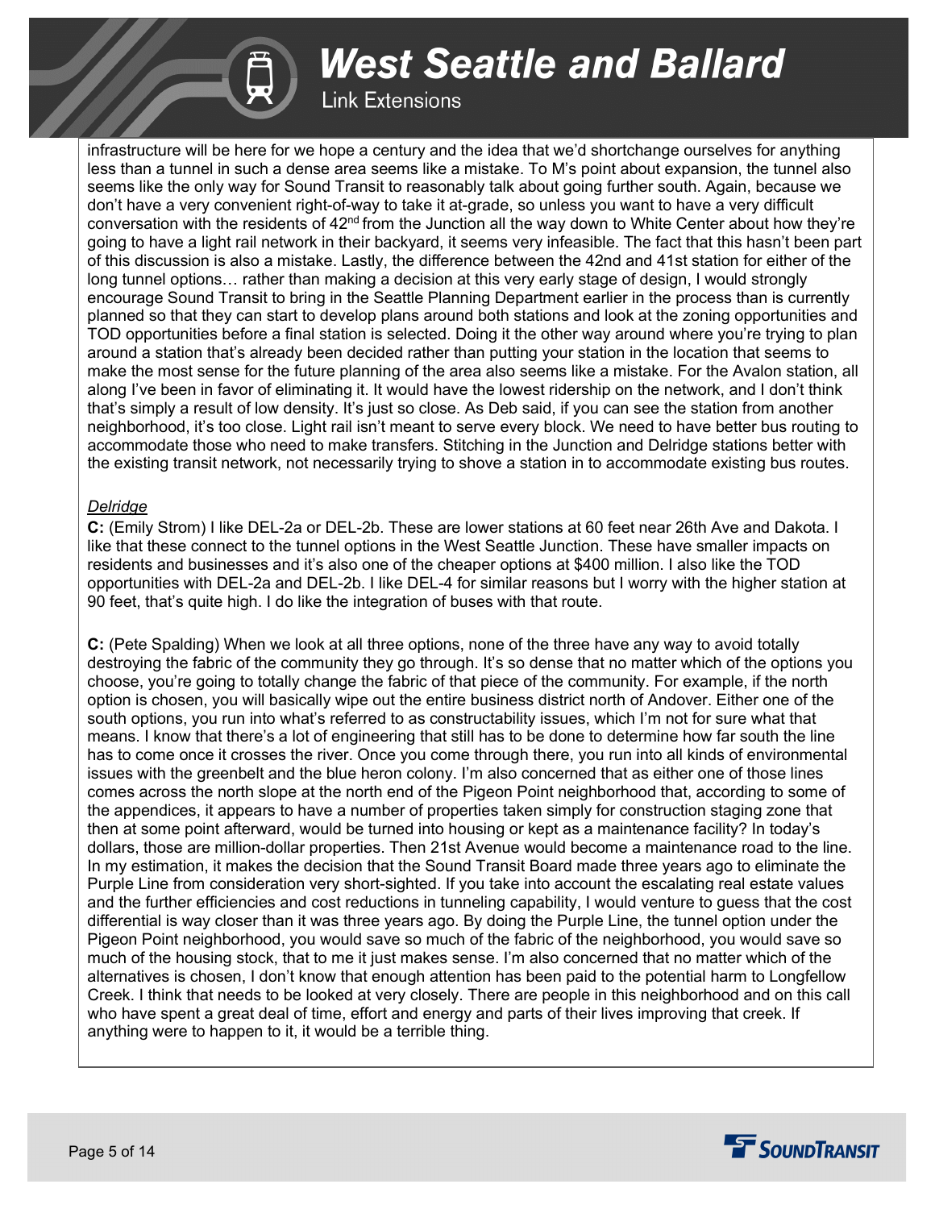infrastructure will be here for we hope a century and the idea that we'd shortchange ourselves for anything less than a tunnel in such a dense area seems like a mistake. To M's point about expansion, the tunnel also seems like the only way for Sound Transit to reasonably talk about going further south. Again, because we don't have a very convenient right-of-way to take it at-grade, so unless you want to have a very difficult conversation with the residents of 42nd from the Junction all the way down to White Center about how they're going to have a light rail network in their backyard, it seems very infeasible. The fact that this hasn't been part of this discussion is also a mistake. Lastly, the difference between the 42nd and 41st station for either of the long tunnel options… rather than making a decision at this very early stage of design, I would strongly encourage Sound Transit to bring in the Seattle Planning Department earlier in the process than is currently planned so that they can start to develop plans around both stations and look at the zoning opportunities and TOD opportunities before a final station is selected. Doing it the other way around where you're trying to plan around a station that's already been decided rather than putting your station in the location that seems to make the most sense for the future planning of the area also seems like a mistake. For the Avalon station, all along I've been in favor of eliminating it. It would have the lowest ridership on the network, and I don't think that's simply a result of low density. It's just so close. As Deb said, if you can see the station from another neighborhood, it's too close. Light rail isn't meant to serve every block. We need to have better bus routing to accommodate those who need to make transfers. Stitching in the Junction and Delridge stations better with the existing transit network, not necessarily trying to shove a station in to accommodate existing bus routes.

*Delridge*

**C:** (Emily Strom) I like DEL-2a or DEL-2b. These are lower stations at 60 feet near 26th Ave and Dakota. I like that these connect to the tunnel options in the West Seattle Junction. These have smaller impacts on residents and businesses and it's also one of the cheaper options at $400 million. I also like the TOD opportunities with DEL-2a and DEL-2b. I like DEL-4 for similar reasons but I worry with the higher station at 90 feet, that's quite high. I do like the integration of buses with that route.

**C:** (Pete Spalding) When we look at all three options, none of the three have any way to avoid totally destroying the fabric of the community they go through. It's so dense that no matter which of the options you choose, you're going to totally change the fabric of that piece of the community. For example, if the north option is chosen, you will basically wipe out the entire business district north of Andover. Either one of the south options, you run into what's referred to as constructability issues, which I'm not for sure what that means. I know that there's a lot of engineering that still has to be done to determine how far south the line has to come once it crosses the river. Once you come through there, you run into all kinds of environmental issues with the greenbelt and the blue heron colony. I'm also concerned that as either one of those lines comes across the north slope at the north end of the Pigeon Point neighborhood that, according to some of the appendices, it appears to have a number of properties taken simply for construction staging zone that then at some point afterward, would be turned into housing or kept as a maintenance facility? In today's dollars, those are million-dollar properties. Then 21st Avenue would become a maintenance road to the line. In my estimation, it makes the decision that the Sound Transit Board made three years ago to eliminate the Purple Line from consideration very short-sighted. If you take into account the escalating real estate values and the further efficiencies and cost reductions in tunneling capability, I would venture to guess that the cost differential is way closer than it was three years ago. By doing the Purple Line, the tunnel option under the Pigeon Point neighborhood, you would save so much of the fabric of the neighborhood, you would save so much of the housing stock, that to me it just makes sense. I'm also concerned that no matter which of the alternatives is chosen, I don't know that enough attention has been paid to the potential harm to Longfellow Creek. I think that needs to be looked at very closely. There are people in this neighborhood and on this call who have spent a great deal of time, effort and energy and parts of their lives improving that creek. If anything were to happen to it, it would be a terrible thing.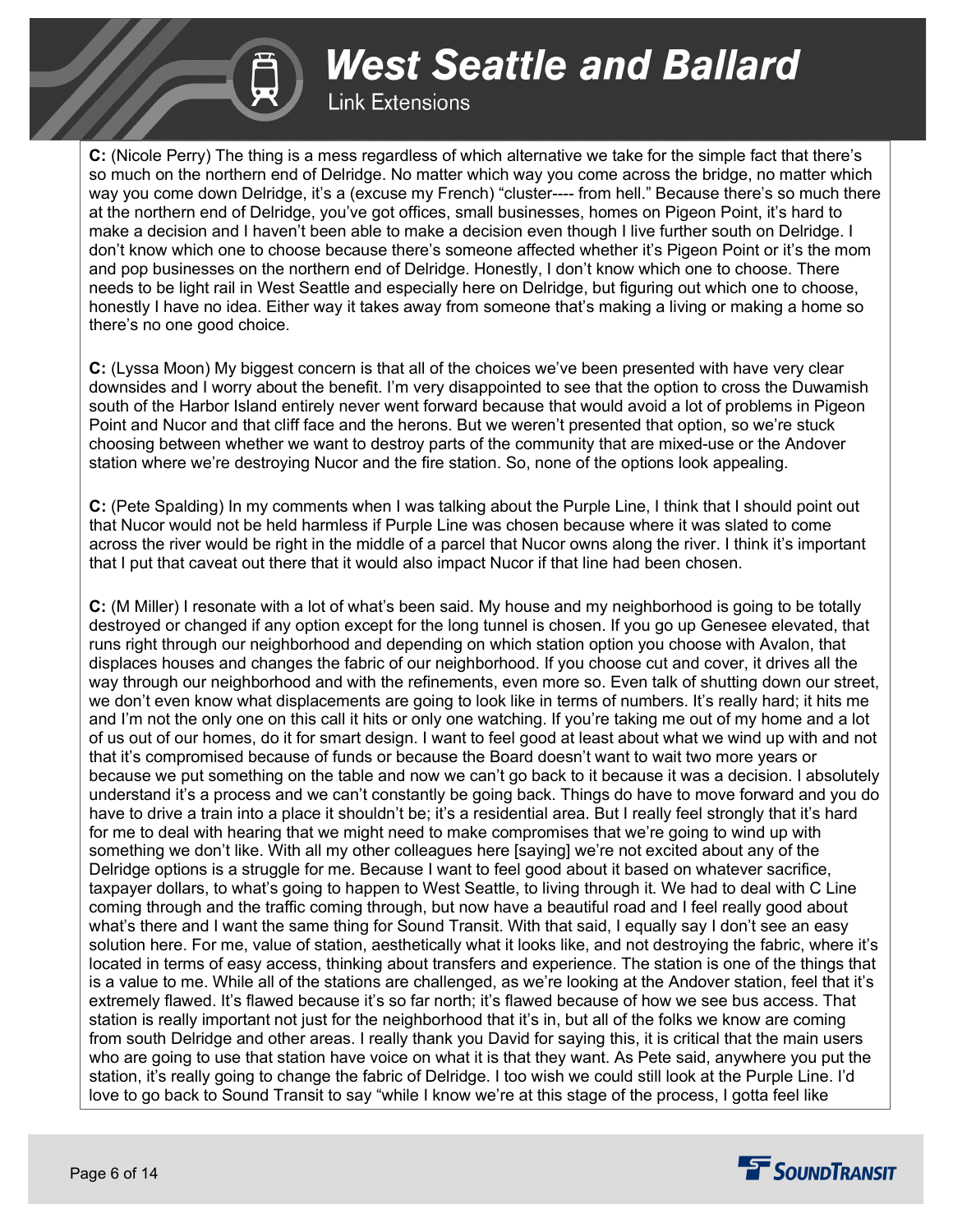**C:** (Nicole Perry) The thing is a mess regardless of which alternative we take for the simple fact that there's so much on the northern end of Delridge. No matter which way you come across the bridge, no matter which way you come down Delridge, it's a (excuse my French) "cluster---- from hell." Because there's so much there at the northern end of Delridge, you've got offices, small businesses, homes on Pigeon Point, it's hard to make a decision and I haven't been able to make a decision even though I live further south on Delridge. I don't know which one to choose because there's someone affected whether it's Pigeon Point or it's the mom and pop businesses on the northern end of Delridge. Honestly, I don't know which one to choose. There needs to be light rail in West Seattle and especially here on Delridge, but figuring out which one to choose, honestly I have no idea. Either way it takes away from someone that's making a living or making a home so there's no one good choice.

**C:** (Lyssa Moon) My biggest concern is that all of the choices we've been presented with have very clear downsides and I worry about the benefit. I'm very disappointed to see that the option to cross the Duwamish south of the Harbor Island entirely never went forward because that would avoid a lot of problems in Pigeon Point and Nucor and that cliff face and the herons. But we weren't presented that option, so we're stuck choosing between whether we want to destroy parts of the community that are mixed-use or the Andover station where we're destroying Nucor and the fire station. So, none of the options look appealing.

**C:** (Pete Spalding) In my comments when I was talking about the Purple Line, I think that I should point out that Nucor would not be held harmless if Purple Line was chosen because where it was slated to come across the river would be right in the middle of a parcel that Nucor owns along the river. I think it's important that I put that caveat out there that it would also impact Nucor if that line had been chosen.

**C:** (M Miller) I resonate with a lot of what's been said. My house and my neighborhood is going to be totally destroyed or changed if any option except for the long tunnel is chosen. If you go up Genesee elevated, that runs right through our neighborhood and depending on which station option you choose with Avalon, that displaces houses and changes the fabric of our neighborhood. If you choose cut and cover, it drives all the way through our neighborhood and with the refinements, even more so. Even talk of shutting down our street, we don't even know what displacements are going to look like in terms of numbers. It's really hard; it hits me and I'm not the only one on this call it hits or only one watching. If you're taking me out of my home and a lot of us out of our homes, do it for smart design. I want to feel good at least about what we wind up with and not that it's compromised because of funds or because the Board doesn't want to wait two more years or because we put something on the table and now we can't go back to it because it was a decision. I absolutely understand it's a process and we can't constantly be going back. Things do have to move forward and you do have to drive a train into a place it shouldn't be; it's a residential area. But I really feel strongly that it's hard for me to deal with hearing that we might need to make compromises that we're going to wind up with something we don't like. With all my other colleagues here [saying] we're not excited about any of the Delridge options is a struggle for me. Because I want to feel good about it based on whatever sacrifice, taxpayer dollars, to what's going to happen to West Seattle, to living through it. We had to deal with C Line coming through and the traffic coming through, but now have a beautiful road and I feel really good about what's there and I want the same thing for Sound Transit. With that said, I equally say I don't see an easy solution here. For me, value of station, aesthetically what it looks like, and not destroying the fabric, where it's located in terms of easy access, thinking about transfers and experience. The station is one of the things that is a value to me. While all of the stations are challenged, as we're looking at the Andover station, feel that it's extremely flawed. It's flawed because it's so far north; it's flawed because of how we see bus access. That station is really important not just for the neighborhood that it's in, but all of the folks we know are coming from south Delridge and other areas. I really thank you David for saying this, it is critical that the main users who are going to use that station have voice on what it is that they want. As Pete said, anywhere you put the station, it's really going to change the fabric of Delridge. I too wish we could still look at the Purple Line. I'd love to go back to Sound Transit to say "while I know we're at this stage of the process, I gotta feel like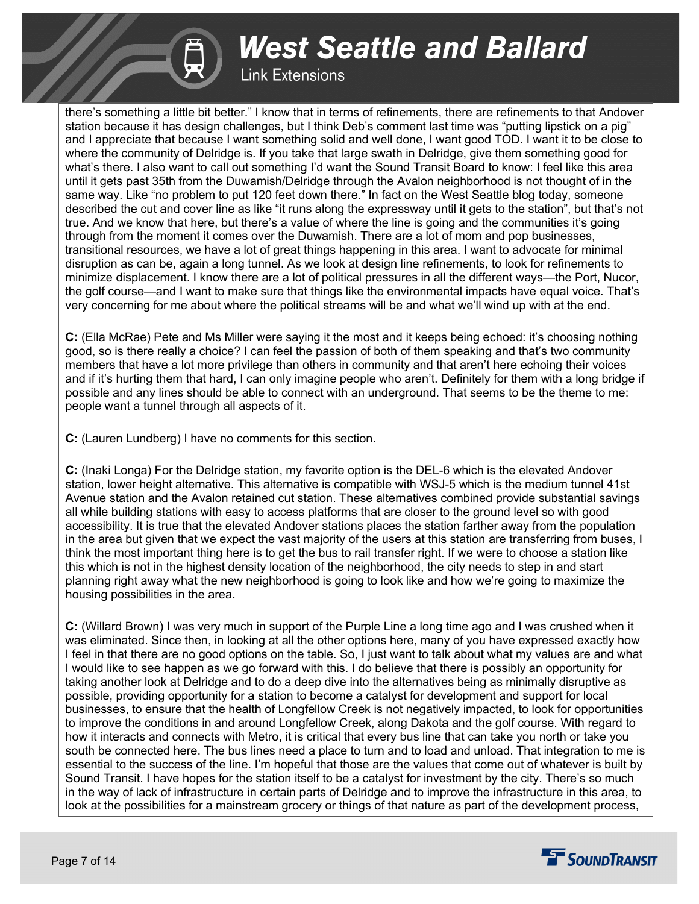there's something a little bit better." I know that in terms of refinements, there are refinements to that Andover station because it has design challenges, but I think Deb's comment last time was "putting lipstick on a pig" and I appreciate that because I want something solid and well done, I want good TOD. I want it to be close to where the community of Delridge is. If you take that large swath in Delridge, give them something good for what's there. I also want to call out something I'd want the Sound Transit Board to know: I feel like this area until it gets past 35th from the Duwamish/Delridge through the Avalon neighborhood is not thought of in the same way. Like "no problem to put 120 feet down there." In fact on the West Seattle blog today, someone described the cut and cover line as like "it runs along the expressway until it gets to the station", but that's not true. And we know that here, but there's a value of where the line is going and the communities it's going through from the moment it comes over the Duwamish. There are a lot of mom and pop businesses, transitional resources, we have a lot of great things happening in this area. I want to advocate for minimal disruption as can be, again a long tunnel. As we look at design line refinements, to look for refinements to minimize displacement. I know there are a lot of political pressures in all the different ways—the Port, Nucor, the golf course—and I want to make sure that things like the environmental impacts have equal voice. That's very concerning for me about where the political streams will be and what we'll wind up with at the end.

**C:** (Ella McRae) Pete and Ms Miller were saying it the most and it keeps being echoed: it's choosing nothing good, so is there really a choice? I can feel the passion of both of them speaking and that's two community members that have a lot more privilege than others in community and that aren't here echoing their voices and if it's hurting them that hard, I can only imagine people who aren't. Definitely for them with a long bridge if possible and any lines should be able to connect with an underground. That seems to be the theme to me: people want a tunnel through all aspects of it.

**C:** (Lauren Lundberg) I have no comments for this section.

**C:** (Inaki Longa) For the Delridge station, my favorite option is the DEL-6 which is the elevated Andover station, lower height alternative. This alternative is compatible with WSJ-5 which is the medium tunnel 41st Avenue station and the Avalon retained cut station. These alternatives combined provide substantial savings all while building stations with easy to access platforms that are closer to the ground level so with good accessibility. It is true that the elevated Andover stations places the station farther away from the population in the area but given that we expect the vast majority of the users at this station are transferring from buses, I think the most important thing here is to get the bus to rail transfer right. If we were to choose a station like this which is not in the highest density location of the neighborhood, the city needs to step in and start planning right away what the new neighborhood is going to look like and how we're going to maximize the housing possibilities in the area.

**C:** (Willard Brown) I was very much in support of the Purple Line a long time ago and I was crushed when it was eliminated. Since then, in looking at all the other options here, many of you have expressed exactly how I feel in that there are no good options on the table. So, I just want to talk about what my values are and what I would like to see happen as we go forward with this. I do believe that there is possibly an opportunity for taking another look at Delridge and to do a deep dive into the alternatives being as minimally disruptive as possible, providing opportunity for a station to become a catalyst for development and support for local businesses, to ensure that the health of Longfellow Creek is not negatively impacted, to look for opportunities to improve the conditions in and around Longfellow Creek, along Dakota and the golf course. With regard to how it interacts and connects with Metro, it is critical that every bus line that can take you north or take you south be connected here. The bus lines need a place to turn and to load and unload. That integration to me is essential to the success of the line. I'm hopeful that those are the values that come out of whatever is built by Sound Transit. I have hopes for the station itself to be a catalyst for investment by the city. There's so much in the way of lack of infrastructure in certain parts of Delridge and to improve the infrastructure in this area, to look at the possibilities for a mainstream grocery or things of that nature as part of the development process,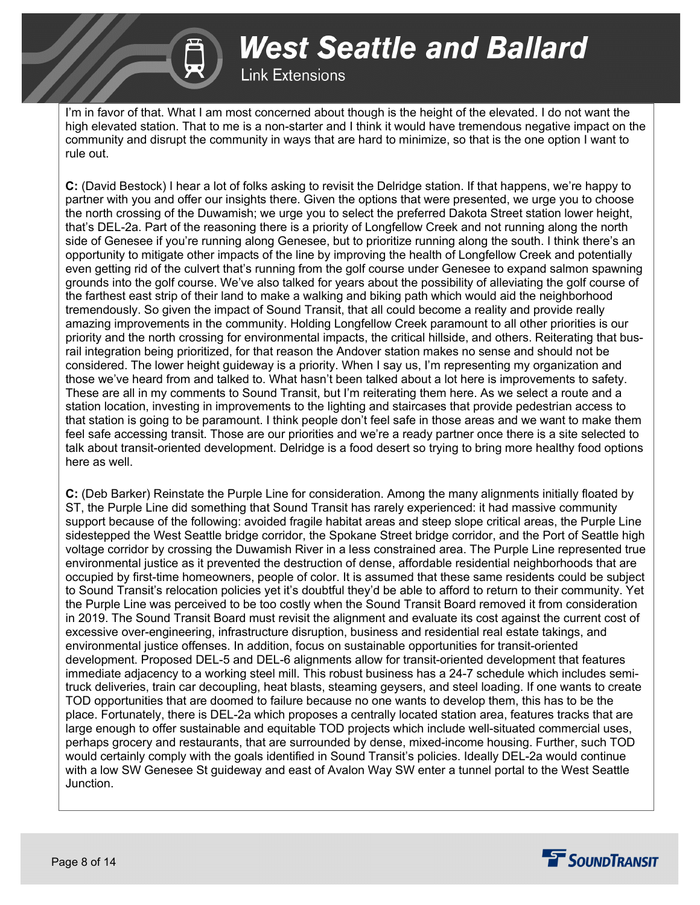I'm in favor of that. What I am most concerned about though is the height of the elevated. I do not want the high elevated station. That to me is a non-starter and I think it would have tremendous negative impact on the community and disrupt the community in ways that are hard to minimize, so that is the one option I want to rule out.

**C:** (David Bestock) I hear a lot of folks asking to revisit the Delridge station. If that happens, we're happy to partner with you and offer our insights there. Given the options that were presented, we urge you to choose the north crossing of the Duwamish; we urge you to select the preferred Dakota Street station lower height, that's DEL-2a. Part of the reasoning there is a priority of Longfellow Creek and not running along the north side of Genesee if you're running along Genesee, but to prioritize running along the south. I think there's an opportunity to mitigate other impacts of the line by improving the health of Longfellow Creek and potentially even getting rid of the culvert that's running from the golf course under Genesee to expand salmon spawning grounds into the golf course. We've also talked for years about the possibility of alleviating the golf course of the farthest east strip of their land to make a walking and biking path which would aid the neighborhood tremendously. So given the impact of Sound Transit, that all could become a reality and provide really amazing improvements in the community. Holding Longfellow Creek paramount to all other priorities is our priority and the north crossing for environmental impacts, the critical hillside, and others. Reiterating that bus-rail integration being prioritized, for that reason the Andover station makes no sense and should not be considered. The lower height guideway is a priority. When I say us, I'm representing my organization and those we've heard from and talked to. What hasn't been talked about a lot here is improvements to safety. These are all in my comments to Sound Transit, but I'm reiterating them here. As we select a route and a station location, investing in improvements to the lighting and staircases that provide pedestrian access to that station is going to be paramount. I think people don't feel safe in those areas and we want to make them feel safe accessing transit. Those are our priorities and we're a ready partner once there is a site selected to talk about transit-oriented development. Delridge is a food desert so trying to bring more healthy food options here as well.

**C:** (Deb Barker) Reinstate the Purple Line for consideration. Among the many alignments initially floated by ST, the Purple Line did something that Sound Transit has rarely experienced: it had massive community support because of the following: avoided fragile habitat areas and steep slope critical areas, the Purple Line sidestepped the West Seattle bridge corridor, the Spokane Street bridge corridor, and the Port of Seattle high voltage corridor by crossing the Duwamish River in a less constrained area. The Purple Line represented true environmental justice as it prevented the destruction of dense, affordable residential neighborhoods that are occupied by first-time homeowners, people of color. It is assumed that these same residents could be subject to Sound Transit's relocation policies yet it's doubtful they'd be able to afford to return to their community. Yet the Purple Line was perceived to be too costly when the Sound Transit Board removed it from consideration in 2019. The Sound Transit Board must revisit the alignment and evaluate its cost against the current cost of excessive over-engineering, infrastructure disruption, business and residential real estate takings, and environmental justice offenses. In addition, focus on sustainable opportunities for transit-oriented development. Proposed DEL-5 and DEL-6 alignments allow for transit-oriented development that features immediate adjacency to a working steel mill. This robust business has a 24-7 schedule which includes semi-truck deliveries, train car decoupling, heat blasts, steaming geysers, and steel loading. If one wants to create TOD opportunities that are doomed to failure because no one wants to develop them, this has to be the place. Fortunately, there is DEL-2a which proposes a centrally located station area, features tracks that are large enough to offer sustainable and equitable TOD projects which include well-situated commercial uses, perhaps grocery and restaurants, that are surrounded by dense, mixed-income housing. Further, such TOD would certainly comply with the goals identified in Sound Transit's policies. Ideally DEL-2a would continue with a low SW Genesee St guideway and east of Avalon Way SW enter a tunnel portal to the West Seattle Junction.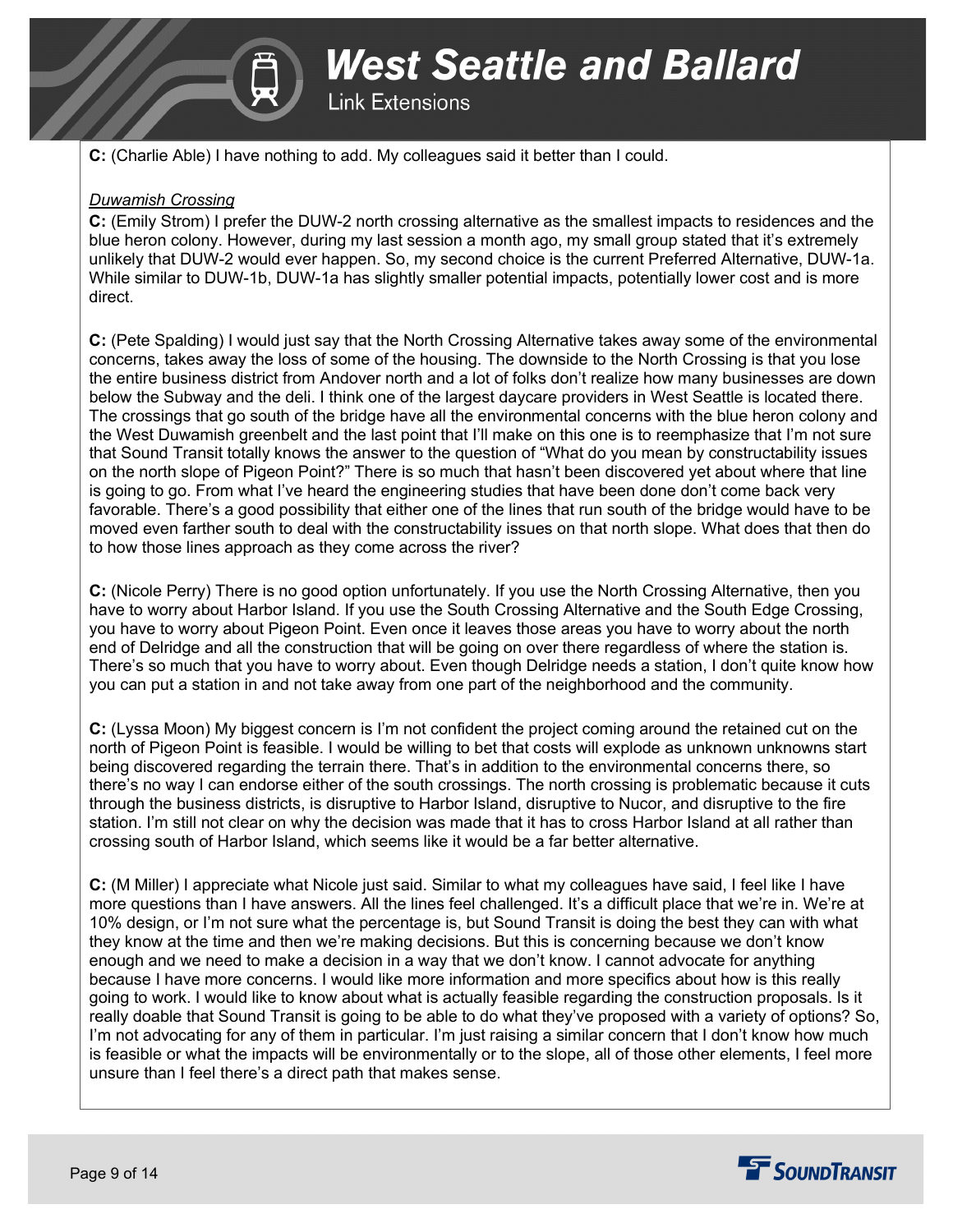**C:** (Charlie Able) I have nothing to add. My colleagues said it better than I could.

*Duwamish Crossing*

**C:** (Emily Strom) I prefer the DUW-2 north crossing alternative as the smallest impacts to residences and the blue heron colony. However, during my last session a month ago, my small group stated that it's extremely unlikely that DUW-2 would ever happen. So, my second choice is the current Preferred Alternative, DUW-1a. While similar to DUW-1b, DUW-1a has slightly smaller potential impacts, potentially lower cost and is more direct.

**C:** (Pete Spalding) I would just say that the North Crossing Alternative takes away some of the environmental concerns, takes away the loss of some of the housing. The downside to the North Crossing is that you lose the entire business district from Andover north and a lot of folks don't realize how many businesses are down below the Subway and the deli. I think one of the largest daycare providers in West Seattle is located there. The crossings that go south of the bridge have all the environmental concerns with the blue heron colony and the West Duwamish greenbelt and the last point that I'll make on this one is to reemphasize that I'm not sure that Sound Transit totally knows the answer to the question of "What do you mean by constructability issues on the north slope of Pigeon Point?" There is so much that hasn't been discovered yet about where that line is going to go. From what I've heard the engineering studies that have been done don't come back very favorable. There's a good possibility that either one of the lines that run south of the bridge would have to be moved even farther south to deal with the constructability issues on that north slope. What does that then do to how those lines approach as they come across the river?

**C:** (Nicole Perry) There is no good option unfortunately. If you use the North Crossing Alternative, then you have to worry about Harbor Island. If you use the South Crossing Alternative and the South Edge Crossing, you have to worry about Pigeon Point. Even once it leaves those areas you have to worry about the north end of Delridge and all the construction that will be going on over there regardless of where the station is. There's so much that you have to worry about. Even though Delridge needs a station, I don't quite know how you can put a station in and not take away from one part of the neighborhood and the community.

**C:** (Lyssa Moon) My biggest concern is I'm not confident the project coming around the retained cut on the north of Pigeon Point is feasible. I would be willing to bet that costs will explode as unknown unknowns start being discovered regarding the terrain there. That's in addition to the environmental concerns there, so there's no way I can endorse either of the south crossings. The north crossing is problematic because it cuts through the business districts, is disruptive to Harbor Island, disruptive to Nucor, and disruptive to the fire station. I'm still not clear on why the decision was made that it has to cross Harbor Island at all rather than crossing south of Harbor Island, which seems like it would be a far better alternative.

**C:** (M Miller) I appreciate what Nicole just said. Similar to what my colleagues have said, I feel like I have more questions than I have answers. All the lines feel challenged. It's a difficult place that we're in. We're at 10% design, or I'm not sure what the percentage is, but Sound Transit is doing the best they can with what they know at the time and then we're making decisions. But this is concerning because we don't know enough and we need to make a decision in a way that we don't know. I cannot advocate for anything because I have more concerns. I would like more information and more specifics about how is this really going to work. I would like to know about what is actually feasible regarding the construction proposals. Is it really doable that Sound Transit is going to be able to do what they've proposed with a variety of options? So, I'm not advocating for any of them in particular. I'm just raising a similar concern that I don't know how much is feasible or what the impacts will be environmentally or to the slope, all of those other elements, I feel more unsure than I feel there's a direct path that makes sense.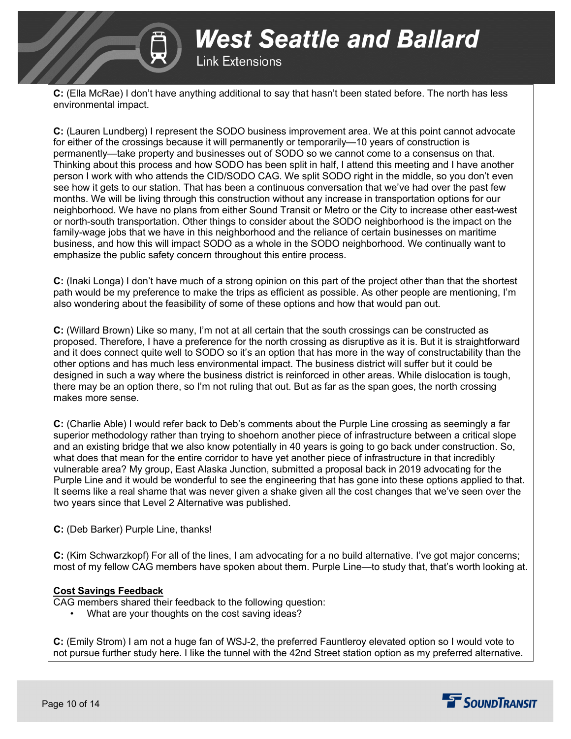**C:** (Ella McRae) I don't have anything additional to say that hasn't been stated before. The north has less environmental impact.

**C:** (Lauren Lundberg) I represent the SODO business improvement area. We at this point cannot advocate for either of the crossings because it will permanently or temporarily—10 years of construction is permanently—take property and businesses out of SODO so we cannot come to a consensus on that. Thinking about this process and how SODO has been split in half, I attend this meeting and I have another person I work with who attends the CID/SODO CAG. We split SODO right in the middle, so you don't even see how it gets to our station. That has been a continuous conversation that we've had over the past few months. We will be living through this construction without any increase in transportation options for our neighborhood. We have no plans from either Sound Transit or Metro or the City to increase other east-west or north-south transportation. Other things to consider about the SODO neighborhood is the impact on the family-wage jobs that we have in this neighborhood and the reliance of certain businesses on maritime business, and how this will impact SODO as a whole in the SODO neighborhood. We continually want to emphasize the public safety concern throughout this entire process.

**C:** (Inaki Longa) I don't have much of a strong opinion on this part of the project other than that the shortest path would be my preference to make the trips as efficient as possible. As other people are mentioning, I'm also wondering about the feasibility of some of these options and how that would pan out.

**C:** (Willard Brown) Like so many, I'm not at all certain that the south crossings can be constructed as proposed. Therefore, I have a preference for the north crossing as disruptive as it is. But it is straightforward and it does connect quite well to SODO so it's an option that has more in the way of constructability than the other options and has much less environmental impact. The business district will suffer but it could be designed in such a way where the business district is reinforced in other areas. While dislocation is tough, there may be an option there, so I'm not ruling that out. But as far as the span goes, the north crossing makes more sense.

**C:** (Charlie Able) I would refer back to Deb's comments about the Purple Line crossing as seemingly a far superior methodology rather than trying to shoehorn another piece of infrastructure between a critical slope and an existing bridge that we also know potentially in 40 years is going to go back under construction. So, what does that mean for the entire corridor to have yet another piece of infrastructure in that incredibly vulnerable area? My group, East Alaska Junction, submitted a proposal back in 2019 advocating for the Purple Line and it would be wonderful to see the engineering that has gone into these options applied to that. It seems like a real shame that was never given a shake given all the cost changes that we've seen over the two years since that Level 2 Alternative was published.

**C:** (Deb Barker) Purple Line, thanks!

**C:** (Kim Schwarzkopf) For all of the lines, I am advocating for a no build alternative. I've got major concerns; most of my fellow CAG members have spoken about them. Purple Line—to study that, that's worth looking at.

**Cost Savings Feedback**

CAG members shared their feedback to the following question:

- What are your thoughts on the cost saving ideas?

**C:** (Emily Strom) I am not a huge fan of WSJ-2, the preferred Fauntleroy elevated option so I would vote to not pursue further study here. I like the tunnel with the 42nd Street station option as my preferred alternative.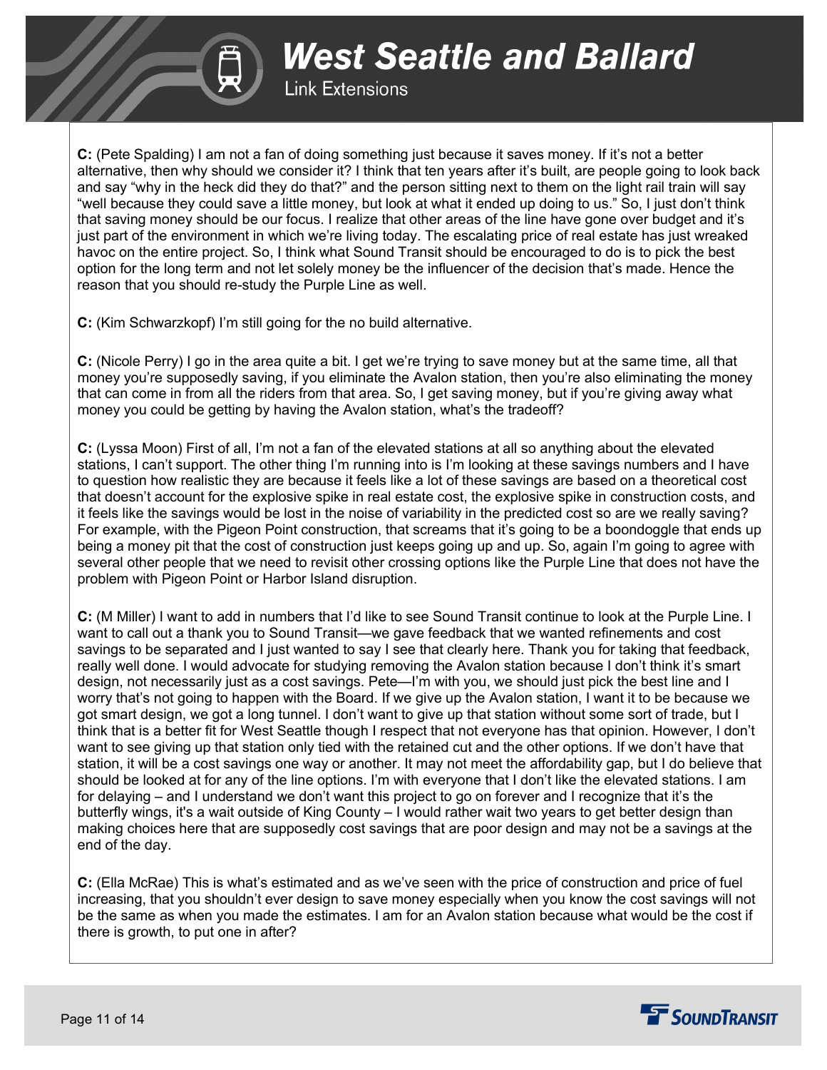**C:** (Pete Spalding) I am not a fan of doing something just because it saves money. If it's not a better alternative, then why should we consider it? I think that ten years after it's built, are people going to look back and say "why in the heck did they do that?" and the person sitting next to them on the light rail train will say "well because they could save a little money, but look at what it ended up doing to us." So, I just don't think that saving money should be our focus. I realize that other areas of the line have gone over budget and it's just part of the environment in which we're living today. The escalating price of real estate has just wreaked havoc on the entire project. So, I think what Sound Transit should be encouraged to do is to pick the best option for the long term and not let solely money be the influencer of the decision that's made. Hence the reason that you should re-study the Purple Line as well.

**C:** (Kim Schwarzkopf) I'm still going for the no build alternative.

**C:** (Nicole Perry) I go in the area quite a bit. I get we're trying to save money but at the same time, all that money you're supposedly saving, if you eliminate the Avalon station, then you're also eliminating the money that can come in from all the riders from that area. So, I get saving money, but if you're giving away what money you could be getting by having the Avalon station, what's the tradeoff?

**C:** (Lyssa Moon) First of all, I'm not a fan of the elevated stations at all so anything about the elevated stations, I can't support. The other thing I'm running into is I'm looking at these savings numbers and I have to question how realistic they are because it feels like a lot of these savings are based on a theoretical cost that doesn't account for the explosive spike in real estate cost, the explosive spike in construction costs, and it feels like the savings would be lost in the noise of variability in the predicted cost so are we really saving? For example, with the Pigeon Point construction, that screams that it's going to be a boondoggle that ends up being a money pit that the cost of construction just keeps going up and up. So, again I'm going to agree with several other people that we need to revisit other crossing options like the Purple Line that does not have the problem with Pigeon Point or Harbor Island disruption.

**C:** (M Miller) I want to add in numbers that I'd like to see Sound Transit continue to look at the Purple Line. I want to call out a thank you to Sound Transit—we gave feedback that we wanted refinements and cost savings to be separated and I just wanted to say I see that clearly here. Thank you for taking that feedback, really well done. I would advocate for studying removing the Avalon station because I don't think it's smart design, not necessarily just as a cost savings. Pete—I'm with you, we should just pick the best line and I worry that's not going to happen with the Board. If we give up the Avalon station, I want it to be because we got smart design, we got a long tunnel. I don't want to give up that station without some sort of trade, but I think that is a better fit for West Seattle though I respect that not everyone has that opinion. However, I don't want to see giving up that station only tied with the retained cut and the other options. If we don't have that station, it will be a cost savings one way or another. It may not meet the affordability gap, but I do believe that should be looked at for any of the line options. I'm with everyone that I don't like the elevated stations. I am for delaying – and I understand we don't want this project to go on forever and I recognize that it's the butterfly wings, it's a wait outside of King County – I would rather wait two years to get better design than making choices here that are supposedly cost savings that are poor design and may not be a savings at the end of the day.

**C:** (Ella McRae) This is what's estimated and as we've seen with the price of construction and price of fuel increasing, that you shouldn't ever design to save money especially when you know the cost savings will not be the same as when you made the estimates. I am for an Avalon station because what would be the cost if there is growth, to put one in after?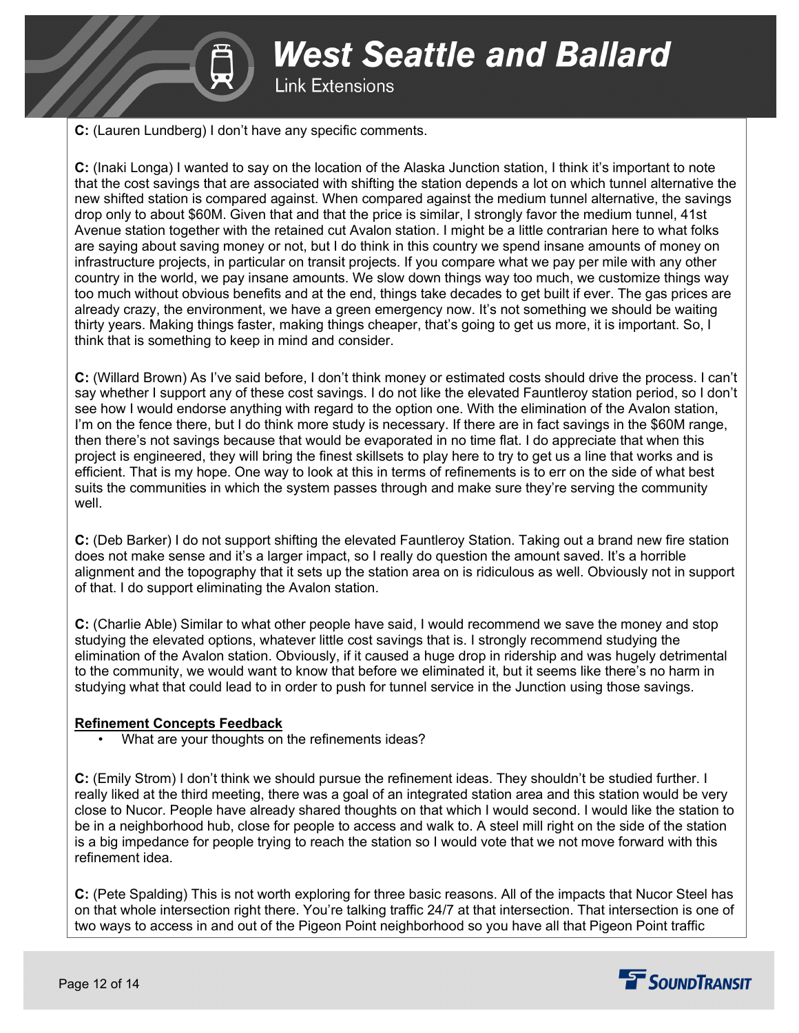**C:** (Lauren Lundberg) I don't have any specific comments.

**C:** (Inaki Longa) I wanted to say on the location of the Alaska Junction station, I think it's important to note that the cost savings that are associated with shifting the station depends a lot on which tunnel alternative the new shifted station is compared against. When compared against the medium tunnel alternative, the savings drop only to about $60M. Given that and that the price is similar, I strongly favor the medium tunnel, 41st Avenue station together with the retained cut Avalon station. I might be a little contrarian here to what folks are saying about saving money or not, but I do think in this country we spend insane amounts of money on infrastructure projects, in particular on transit projects. If you compare what we pay per mile with any other country in the world, we pay insane amounts. We slow down things way too much, we customize things way too much without obvious benefits and at the end, things take decades to get built if ever. The gas prices are already crazy, the environment, we have a green emergency now. It's not something we should be waiting thirty years. Making things faster, making things cheaper, that's going to get us more, it is important. So, I think that is something to keep in mind and consider.

**C:** (Willard Brown) As I've said before, I don't think money or estimated costs should drive the process. I can't say whether I support any of these cost savings. I do not like the elevated Fauntleroy station period, so I don't see how I would endorse anything with regard to the option one. With the elimination of the Avalon station, I'm on the fence there, but I do think more study is necessary. If there are in fact savings in the $60M range, then there's not savings because that would be evaporated in no time flat. I do appreciate that when this project is engineered, they will bring the finest skillsets to play here to try to get us a line that works and is efficient. That is my hope. One way to look at this in terms of refinements is to err on the side of what best suits the communities in which the system passes through and make sure they're serving the community well.

**C:** (Deb Barker) I do not support shifting the elevated Fauntleroy Station. Taking out a brand new fire station does not make sense and it's a larger impact, so I really do question the amount saved. It's a horrible alignment and the topography that it sets up the station area on is ridiculous as well. Obviously not in support of that. I do support eliminating the Avalon station.

**C:** (Charlie Able) Similar to what other people have said, I would recommend we save the money and stop studying the elevated options, whatever little cost savings that is. I strongly recommend studying the elimination of the Avalon station. Obviously, if it caused a huge drop in ridership and was hugely detrimental to the community, we would want to know that before we eliminated it, but it seems like there's no harm in studying what that could lead to in order to push for tunnel service in the Junction using those savings.

**Refinement Concepts Feedback**

- What are your thoughts on the refinements ideas?

**C:** (Emily Strom) I don't think we should pursue the refinement ideas. They shouldn't be studied further. I really liked at the third meeting, there was a goal of an integrated station area and this station would be very close to Nucor. People have already shared thoughts on that which I would second. I would like the station to be in a neighborhood hub, close for people to access and walk to. A steel mill right on the side of the station is a big impedance for people trying to reach the station so I would vote that we not move forward with this refinement idea.

**C:** (Pete Spalding) This is not worth exploring for three basic reasons. All of the impacts that Nucor Steel has on that whole intersection right there. You're talking traffic 24/7 at that intersection. That intersection is one of two ways to access in and out of the Pigeon Point neighborhood so you have all that Pigeon Point traffic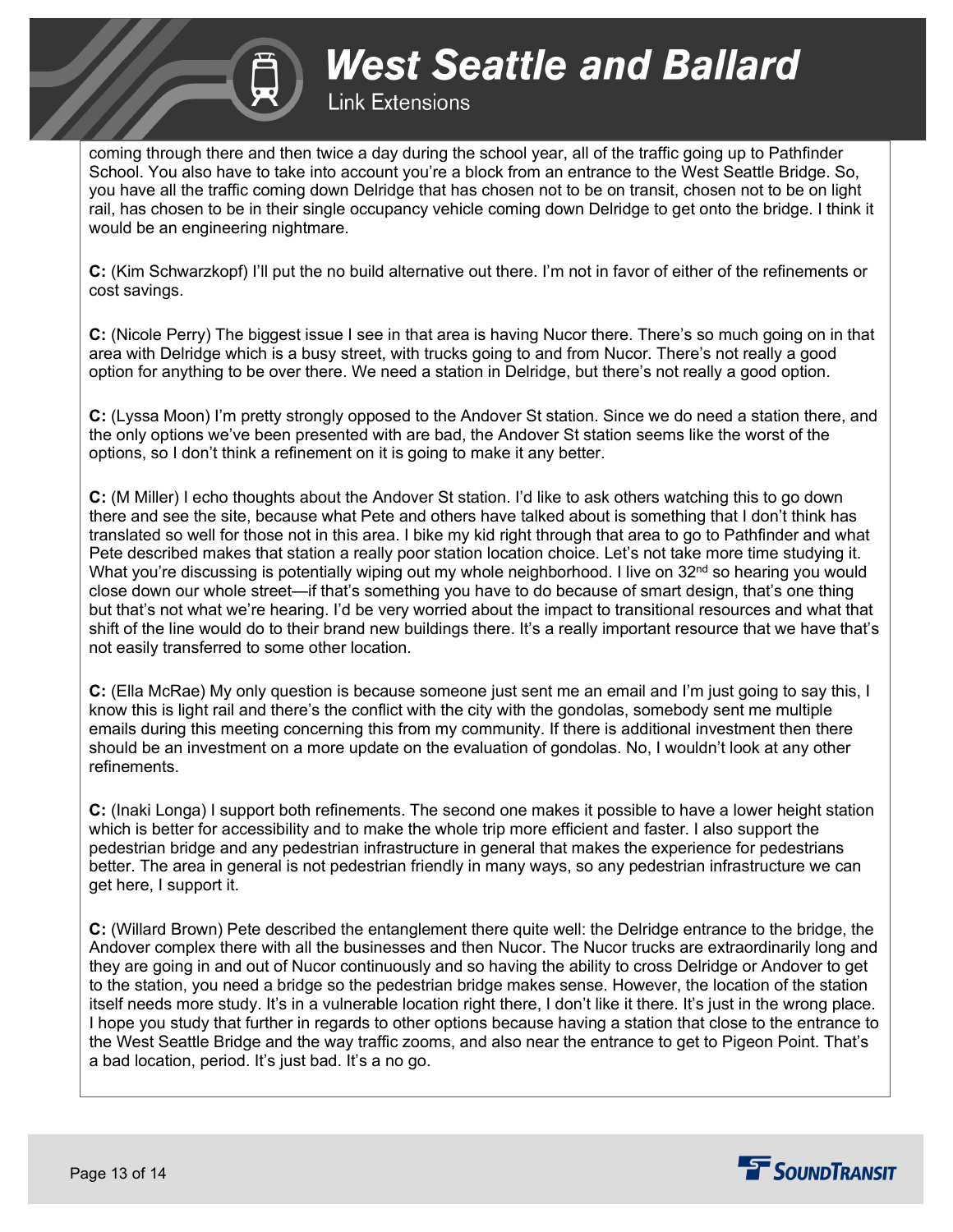coming through there and then twice a day during the school year, all of the traffic going up to Pathfinder School. You also have to take into account you're a block from an entrance to the West Seattle Bridge. So, you have all the traffic coming down Delridge that has chosen not to be on transit, chosen not to be on light rail, has chosen to be in their single occupancy vehicle coming down Delridge to get onto the bridge. I think it would be an engineering nightmare.

**C:** (Kim Schwarzkopf) I'll put the no build alternative out there. I'm not in favor of either of the refinements or cost savings.

**C:** (Nicole Perry) The biggest issue I see in that area is having Nucor there. There's so much going on in that area with Delridge which is a busy street, with trucks going to and from Nucor. There's not really a good option for anything to be over there. We need a station in Delridge, but there's not really a good option.

**C:** (Lyssa Moon) I'm pretty strongly opposed to the Andover St station. Since we do need a station there, and the only options we've been presented with are bad, the Andover St station seems like the worst of the options, so I don't think a refinement on it is going to make it any better.

**C:** (M Miller) I echo thoughts about the Andover St station. I'd like to ask others watching this to go down there and see the site, because what Pete and others have talked about is something that I don't think has translated so well for those not in this area. I bike my kid right through that area to go to Pathfinder and what Pete described makes that station a really poor station location choice. Let's not take more time studying it. What you're discussing is potentially wiping out my whole neighborhood. I live on 32nd so hearing you would close down our whole street—if that's something you have to do because of smart design, that's one thing but that's not what we're hearing. I'd be very worried about the impact to transitional resources and what that shift of the line would do to their brand new buildings there. It's a really important resource that we have that's not easily transferred to some other location.

**C:** (Ella McRae) My only question is because someone just sent me an email and I'm just going to say this, I know this is light rail and there's the conflict with the city with the gondolas, somebody sent me multiple emails during this meeting concerning this from my community. If there is additional investment then there should be an investment on a more update on the evaluation of gondolas. No, I wouldn't look at any other refinements.

**C:** (Inaki Longa) I support both refinements. The second one makes it possible to have a lower height station which is better for accessibility and to make the whole trip more efficient and faster. I also support the pedestrian bridge and any pedestrian infrastructure in general that makes the experience for pedestrians better. The area in general is not pedestrian friendly in many ways, so any pedestrian infrastructure we can get here, I support it.

**C:** (Willard Brown) Pete described the entanglement there quite well: the Delridge entrance to the bridge, the Andover complex there with all the businesses and then Nucor. The Nucor trucks are extraordinarily long and they are going in and out of Nucor continuously and so having the ability to cross Delridge or Andover to get to the station, you need a bridge so the pedestrian bridge makes sense. However, the location of the station itself needs more study. It's in a vulnerable location right there, I don't like it there. It's just in the wrong place. I hope you study that further in regards to other options because having a station that close to the entrance to the West Seattle Bridge and the way traffic zooms, and also near the entrance to get to Pigeon Point. That's a bad location, period. It's just bad. It's a no go.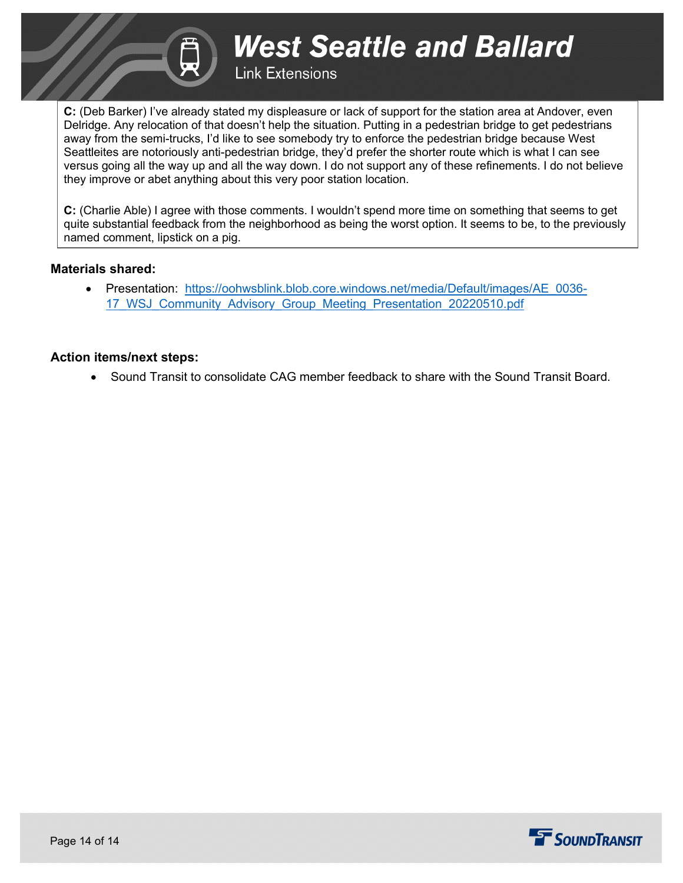**C:** (Deb Barker) I've already stated my displeasure or lack of support for the station area at Andover, even Delridge. Any relocation of that doesn't help the situation. Putting in a pedestrian bridge to get pedestrians away from the semi-trucks, I'd like to see somebody try to enforce the pedestrian bridge because West Seattleites are notoriously anti-pedestrian bridge, they'd prefer the shorter route which is what I can see versus going all the way up and all the way down. I do not support any of these refinements. I do not believe they improve or abet anything about this very poor station location.

**C:** (Charlie Able) I agree with those comments. I wouldn't spend more time on something that seems to get quite substantial feedback from the neighborhood as being the worst option. It seems to be, to the previously named comment, lipstick on a pig.

**Materials shared:**

- Presentation: [https://oohwsblink.blob.core.windows.net/media/Default/images/AE_0036-17_WSJ_Community_Advisory_Group_Meeting_Presentation_20220510.pdf](https://oohwsblink.blob.core.windows.net/media/Default/images/AE_0036-17_WSJ_Community_Advisory_Group_Meeting_Presentation_20220510.pdf)

**Action items/next steps:**

- Sound Transit to consolidate CAG member feedback to share with the Sound Transit Board.